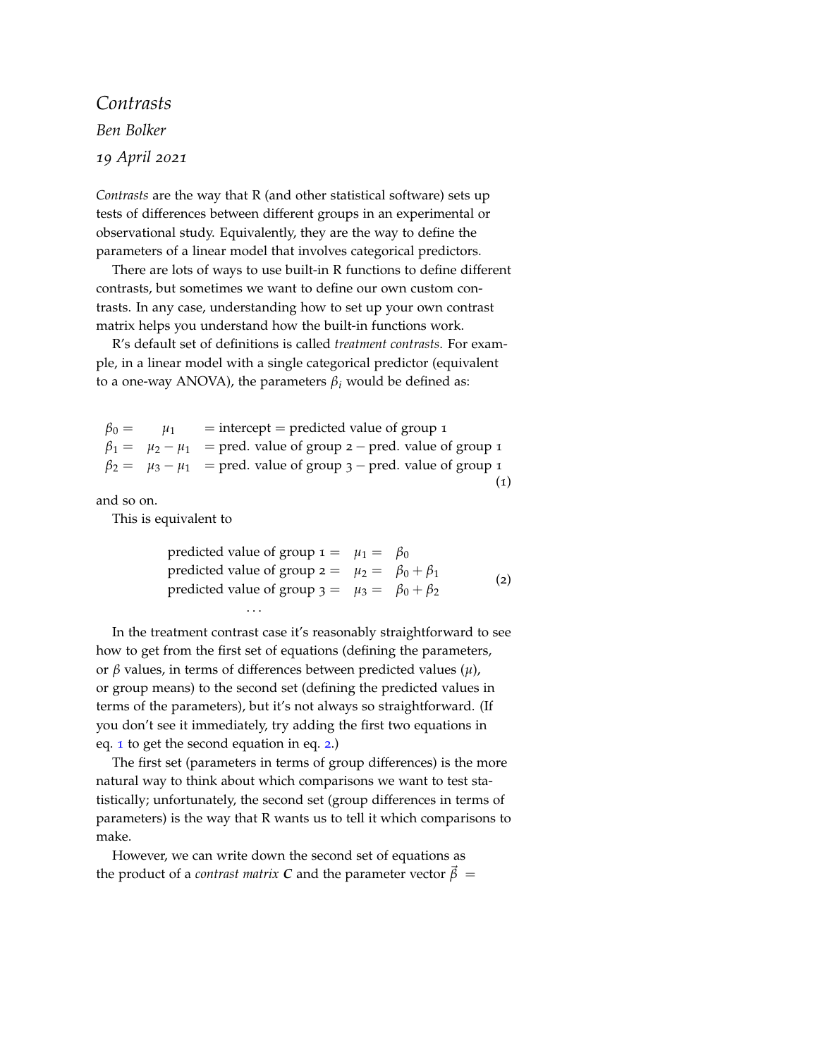# *Contrasts*

*Ben Bolker*

*19 April 2021*

*Contrasts* are the way that R (and other statistical software) sets up tests of differences between different groups in an experimental or observational study. Equivalently, they are the way to define the parameters of a linear model that involves categorical predictors.

There are lots of ways to use built-in R functions to define different contrasts, but sometimes we want to define our own custom contrasts. In any case, understanding how to set up your own contrast matrix helps you understand how the built-in functions work.

R's default set of definitions is called *treatment contrasts*. For example, in a linear model with a single categorical predictor (equivalent to a one-way ANOVA), the parameters $\beta_i$ would be defined as:

$$
\begin{aligned}
\beta_0 = & \quad \mu_1 & = \text{intercept} = \text{predicted value of group 1} \\
\beta_1 = & \quad \mu_2 - \mu_1 & = \text{pred. value of group 2} - \text{pred. value of group 1} \\
\beta_2 = & \quad \mu_3 - \mu_1 & = \text{pred. value of group 3} - \text{pred. value of group 1}
\end{aligned}
\tag{1}
$$

and so on.

This is equivalent to

$$
\begin{aligned}
\text{predicted value of group 1} = & \quad \mu_1 = & \beta_0 \\
\text{predicted value of group 2} = & \quad \mu_2 = & \beta_0 + \beta_1 \\
\text{predicted value of group 3} = & \quad \mu_3 = & \beta_0 + \beta_2 \\
& \ldots &
\end{aligned}
\tag{2}
$$

In the treatment contrast case it's reasonably straightforward to see how to get from the first set of equations (defining the parameters, or $\beta$ values, in terms of differences between predicted values ($\mu$), or group means) to the second set (defining the predicted values in terms of the parameters), but it's not always so straightforward. (If you don't see it immediately, try adding the first two equations in eq. 1 to get the second equation in eq. 2.)

The first set (parameters in terms of group differences) is the more natural way to think about which comparisons we want to test statistically; unfortunately, the second set (group differences in terms of parameters) is the way that R wants us to tell it which comparisons to make.

However, we can write down the second set of equations as the product of a *contrast matrix* $\boldsymbol{C}$ and the parameter vector $\vec{\beta} =$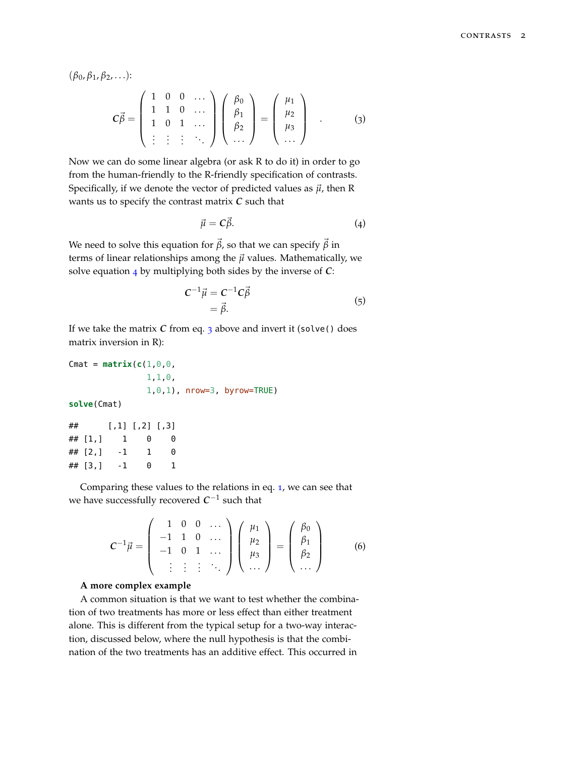$(\beta_0, \beta_1, \beta_2, \ldots)$:

$$
\boldsymbol{C}\vec{\beta} = \begin{pmatrix} 1 & 0 & 0 & \ldots \\ 1 & 1 & 0 & \ldots \\ 1 & 0 & 1 & \ldots \\ \vdots & \vdots & \vdots & \ddots \end{pmatrix} \begin{pmatrix} \beta_0 \\ \beta_1 \\ \beta_2 \\ \ldots \end{pmatrix} = \begin{pmatrix} \mu_1 \\ \mu_2 \\ \mu_3 \\ \ldots \end{pmatrix} \quad . \tag{3}
$$

Now we can do some linear algebra (or ask R to do it) in order to go from the human-friendly to the R-friendly specification of contrasts. Specifically, if we denote the vector of predicted values as $\vec{\mu}$, then R wants us to specify the contrast matrix $\boldsymbol{C}$ such that

$$
\vec{\mu} = \boldsymbol{C}\vec{\beta}. \tag{4}
$$

We need to solve this equation for $\vec{\beta}$, so that we can specify $\vec{\beta}$ in terms of linear relationships among the $\vec{\mu}$ values. Mathematically, we solve equation 4 by multiplying both sides by the inverse of $\boldsymbol{C}$:

$$
\begin{aligned} \boldsymbol{C}^{-1}\vec{\mu} &= \boldsymbol{C}^{-1}\boldsymbol{C}\vec{\beta} \\ &= \vec{\beta}. \end{aligned} \tag{5}
$$

If we take the matrix $\boldsymbol{C}$ from eq. 3 above and invert it (`solve()` does matrix inversion in R):

```
Cmat = matrix(c(1,0,0,
                1,1,0,
                1,0,1), nrow=3, byrow=TRUE)
solve(Cmat)

##      [,1] [,2] [,3]
## [1,]    1    0    0
## [2,]   -1    1    0
## [3,]   -1    0    1
```

Comparing these values to the relations in eq. 1, we can see that we have successfully recovered $\boldsymbol{C}^{-1}$ such that

$$
\boldsymbol{C}^{-1}\vec{\mu} = \begin{pmatrix} 1 & 0 & 0 & \ldots \\ -1 & 1 & 0 & \ldots \\ -1 & 0 & 1 & \ldots \\ \vdots & \vdots & \vdots & \ddots \end{pmatrix} \begin{pmatrix} \mu_1 \\ \mu_2 \\ \mu_3 \\ \ldots \end{pmatrix} = \begin{pmatrix} \beta_0 \\ \beta_1 \\ \beta_2 \\ \ldots \end{pmatrix} \tag{6}
$$

**A more complex example**

A common situation is that we want to test whether the combination of two treatments has more or less effect than either treatment alone. This is different from the typical setup for a two-way interaction, discussed below, where the null hypothesis is that the combination of the two treatments has an additive effect. This occurred in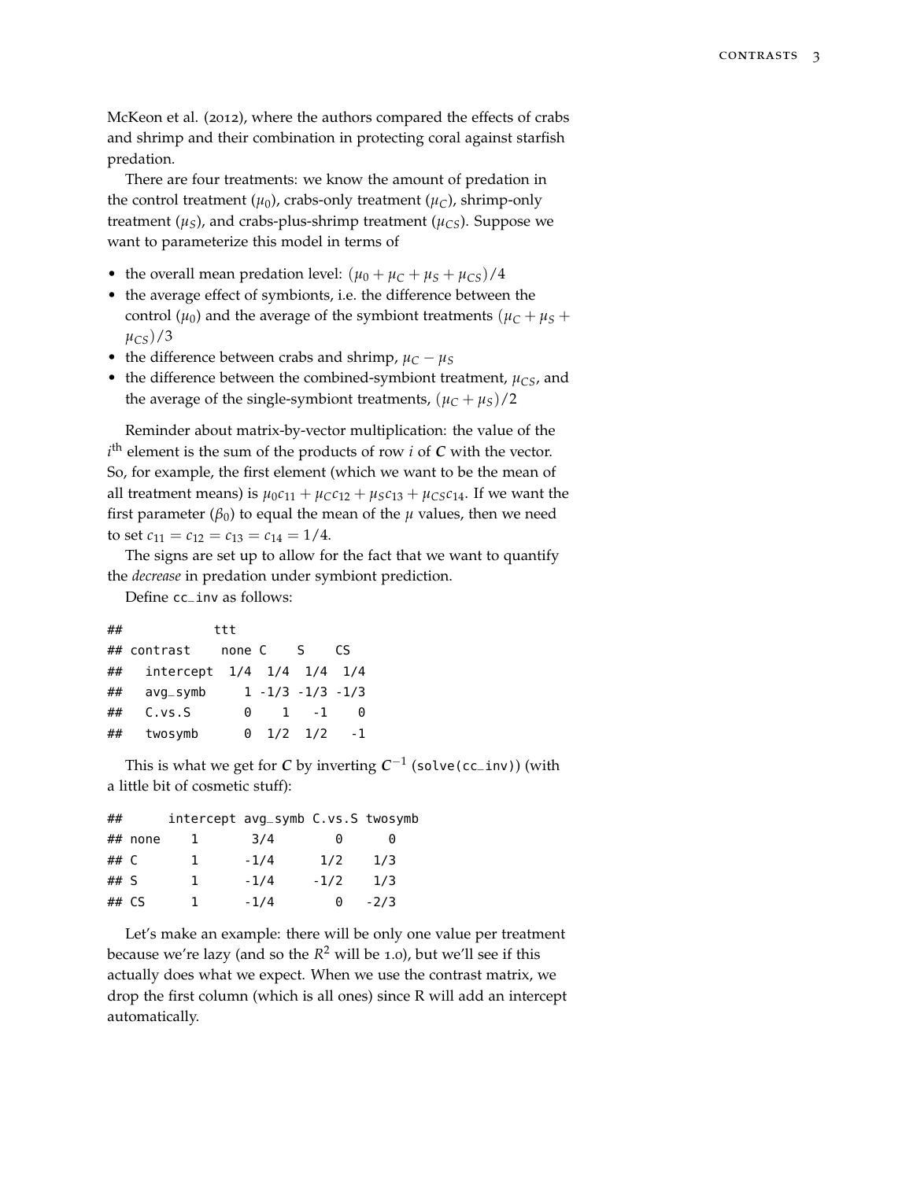McKeon et al. (2012), where the authors compared the effects of crabs and shrimp and their combination in protecting coral against starfish predation.

There are four treatments: we know the amount of predation in the control treatment ($\mu_0$), crabs-only treatment ($\mu_C$), shrimp-only treatment ($\mu_S$), and crabs-plus-shrimp treatment ($\mu_{CS}$). Suppose we want to parameterize this model in terms of

- the overall mean predation level: $(\mu_0 + \mu_C + \mu_S + \mu_{CS})/4$
- the average effect of symbionts, i.e. the difference between the control ($\mu_0$) and the average of the symbiont treatments $(\mu_C + \mu_S + \mu_{CS})/3$
- the difference between crabs and shrimp, $\mu_C - \mu_S$
- the difference between the combined-symbiont treatment, $\mu_{CS}$, and the average of the single-symbiont treatments, $(\mu_C + \mu_S)/2$

Reminder about matrix-by-vector multiplication: the value of the $i^{\text{th}}$ element is the sum of the products of row $i$ of $\boldsymbol{C}$ with the vector. So, for example, the first element (which we want to be the mean of all treatment means) is $\mu_0 c_{11} + \mu_C c_{12} + \mu_S c_{13} + \mu_{CS} c_{14}$. If we want the first parameter ($\beta_0$) to equal the mean of the $\mu$ values, then we need to set $c_{11} = c_{12} = c_{13} = c_{14} = 1/4$.

The signs are set up to allow for the fact that we want to quantify the *decrease* in predation under symbiont prediction.

Define cc_inv as follows:

```
##            ttt
## contrast    none C    S    CS
##   intercept  1/4  1/4  1/4  1/4
##   avg_symb     1 -1/3 -1/3 -1/3
##   C.vs.S       0    1   -1    0
##   twosymb      0  1/2  1/2   -1
```

This is what we get for $\boldsymbol{C}$ by inverting $\boldsymbol{C}^{-1}$ (solve(cc_inv)) (with a little bit of cosmetic stuff):

```
##      intercept avg_symb C.vs.S twosymb
## none    1       3/4        0      0
## C       1      -1/4      1/2    1/3
## S       1      -1/4     -1/2    1/3
## CS      1      -1/4        0   -2/3
```

Let's make an example: there will be only one value per treatment because we're lazy (and so the $R^2$ will be 1.0), but we'll see if this actually does what we expect. When we use the contrast matrix, we drop the first column (which is all ones) since R will add an intercept automatically.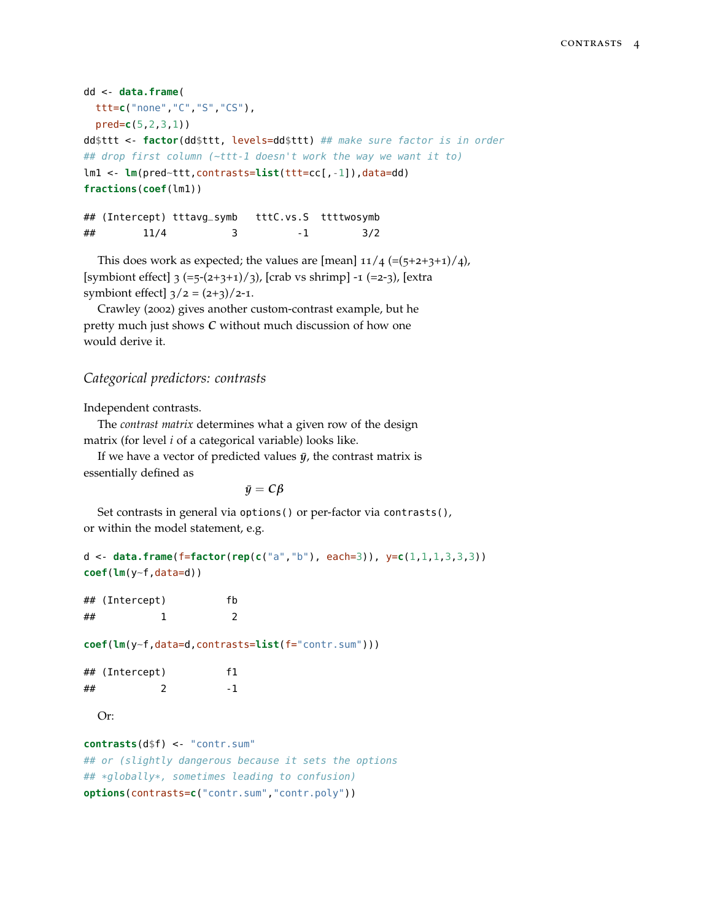```
dd <- data.frame(
  ttt=c("none","C","S","CS"),
  pred=c(5,2,3,1))
dd$ttt <- factor(dd$ttt, levels=dd$ttt) ## make sure factor is in order
## drop first column (~ttt-1 doesn't work the way we want it to)
lm1 <- lm(pred~ttt,contrasts=list(ttt=cc[,-1]),data=dd)
fractions(coef(lm1))

## (Intercept) tttavg_symb   tttC.vs.S  ttttwosymb
##        11/4           3          -1         3/2
```

This does work as expected; the values are [mean] 11/4 (=(5+2+3+1)/4), [symbiont effect] 3 (=5-(2+3+1)/3), [crab vs shrimp] -1 (=2-3), [extra symbiont effect] 3/2 = (2+3)/2-1.

Crawley (2002) gives another custom-contrast example, but he pretty much just shows $\boldsymbol{C}$ without much discussion of how one would derive it.

## *Categorical predictors: contrasts*

Independent contrasts.

The *contrast matrix* determines what a given row of the design matrix (for level $i$ of a categorical variable) looks like.

If we have a vector of predicted values $\bar{y}$, the contrast matrix is essentially defined as

$$\bar{y} = \boldsymbol{C}\boldsymbol{\beta}$$

Set contrasts in general via `options()` or per-factor via `contrasts()`, or within the model statement, e.g.

```
d <- data.frame(f=factor(rep(c("a","b"), each=3)), y=c(1,1,1,3,3,3))
coef(lm(y~f,data=d))

## (Intercept)          fb
##           1           2

coef(lm(y~f,data=d,contrasts=list(f="contr.sum")))

## (Intercept)          f1
##           2          -1
```

Or:

```
contrasts(d$f) <- "contr.sum"
## or (slightly dangerous because it sets the options
## *globally*, sometimes leading to confusion)
options(contrasts=c("contr.sum","contr.poly"))
```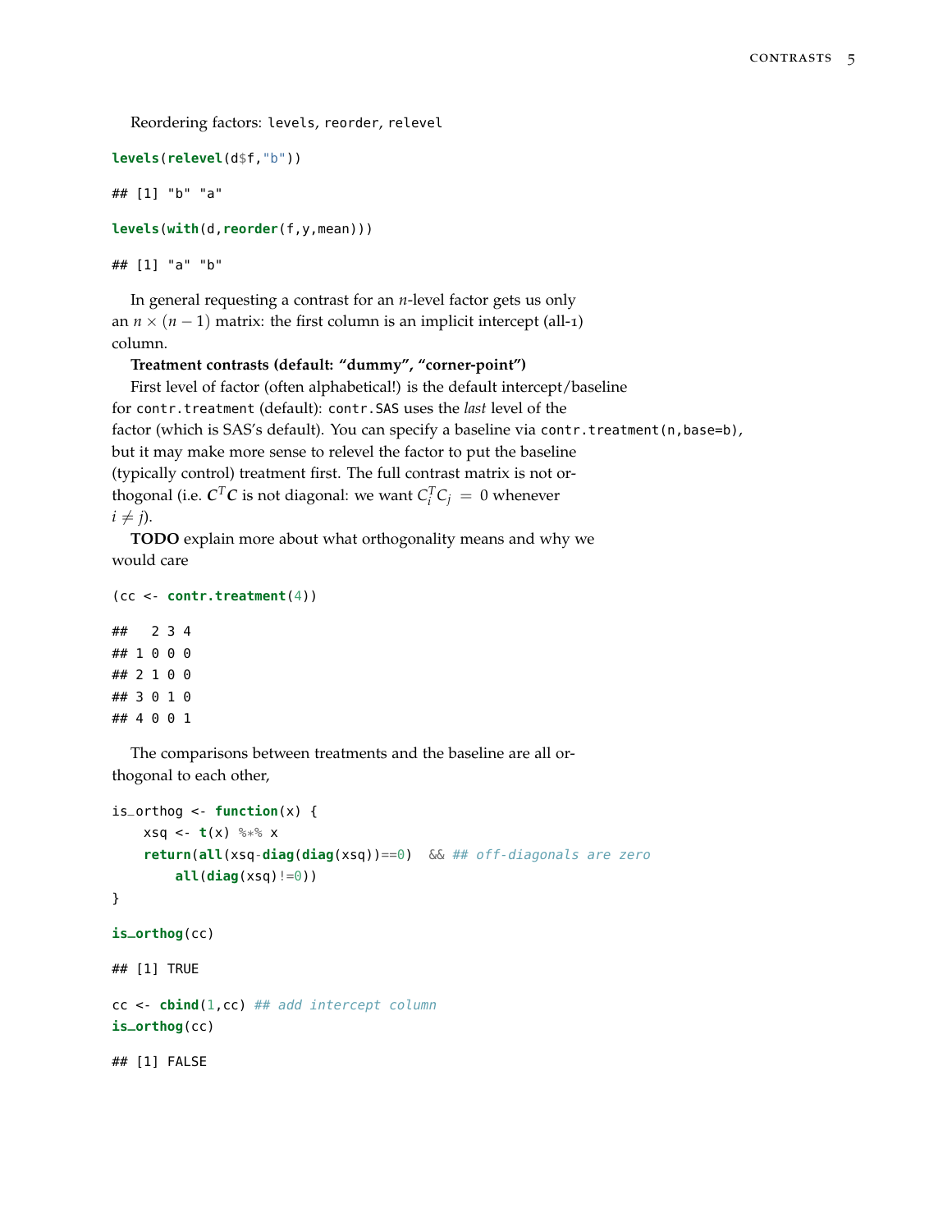Reordering factors: `levels`, `reorder`, `relevel`

```
levels(relevel(d$f,"b"))

## [1] "b" "a"

levels(with(d,reorder(f,y,mean)))

## [1] "a" "b"
```

In general requesting a contrast for an $n$-level factor gets us only an $n \times (n-1)$ matrix: the first column is an implicit intercept (all-1) column.

**Treatment contrasts (default: "dummy", "corner-point")**

First level of factor (often alphabetical!) is the default intercept/baseline for `contr.treatment` (default): `contr.SAS` uses the *last* level of the factor (which is SAS's default). You can specify a baseline via `contr.treatment(n,base=b)`, but it may make more sense to relevel the factor to put the baseline (typically control) treatment first. The full contrast matrix is not orthogonal (i.e. $\boldsymbol{C}^T\boldsymbol{C}$ is not diagonal: we want $C_i^T C_j = 0$ whenever $i \neq j$).

**TODO** explain more about what orthogonality means and why we would care

```
(cc <- contr.treatment(4))

##   2 3 4
## 1 0 0 0
## 2 1 0 0
## 3 0 1 0
## 4 0 0 1
```

The comparisons between treatments and the baseline are all orthogonal to each other,

```
is_orthog <- function(x) {
    xsq <- t(x) %*% x
    return(all(xsq-diag(diag(xsq))==0)  && ## off-diagonals are zero
        all(diag(xsq)!=0))
}

is_orthog(cc)

## [1] TRUE

cc <- cbind(1,cc) ## add intercept column
is_orthog(cc)

## [1] FALSE
```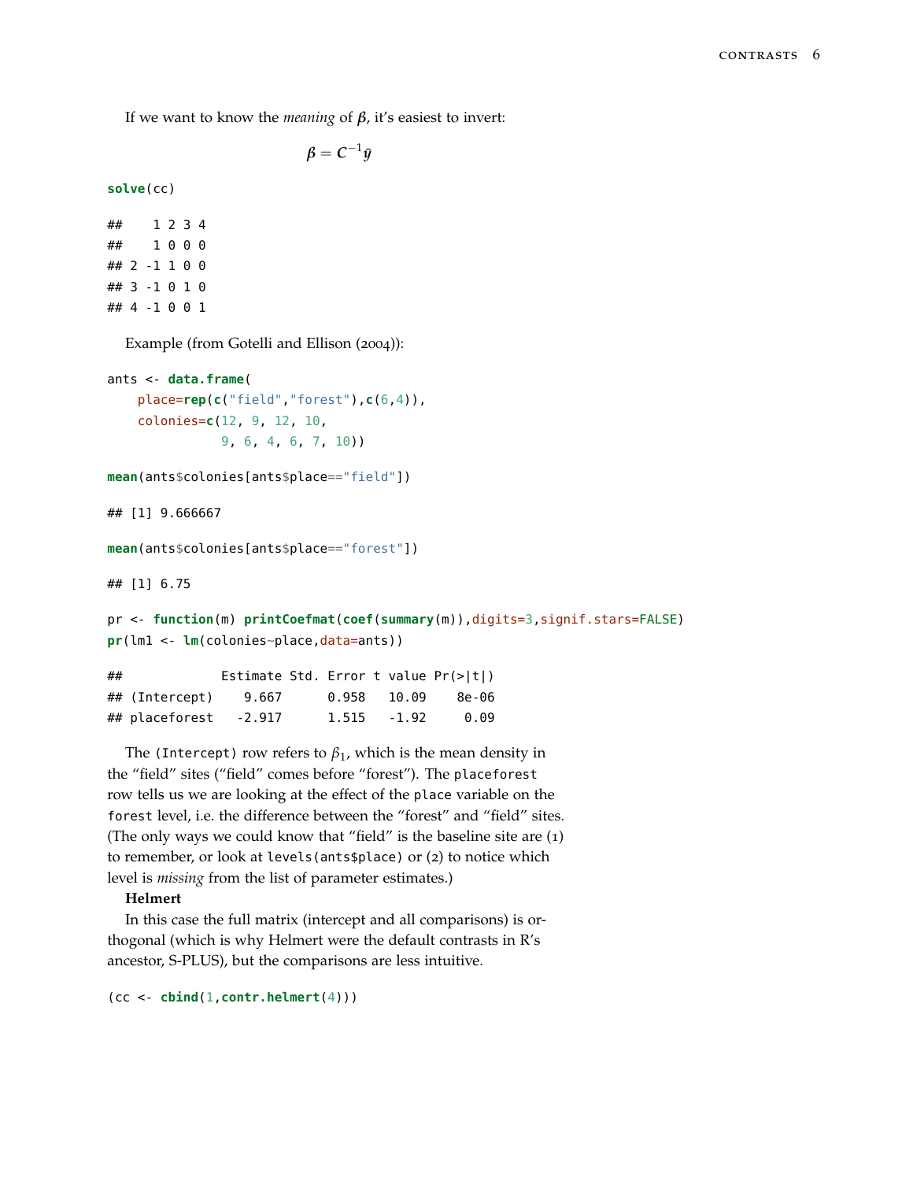If we want to know the *meaning* of $\boldsymbol{\beta}$, it's easiest to invert:

$$\boldsymbol{\beta} = C^{-1}\bar{\boldsymbol{y}}$$

```
solve(cc)
```

```
##    1 2 3 4
##    1 0 0 0
## 2 -1 1 0 0
## 3 -1 0 1 0
## 4 -1 0 0 1
```

Example (from Gotelli and Ellison (2004)):

```
ants <- data.frame(
    place=rep(c("field","forest"),c(6,4)),
    colonies=c(12, 9, 12, 10,
               9, 6, 4, 6, 7, 10))
```

```
mean(ants$colonies[ants$place=="field"])
```

```
## [1] 9.666667
```

```
mean(ants$colonies[ants$place=="forest"])
```

```
## [1] 6.75
```

```
pr <- function(m) printCoefmat(coef(summary(m)),digits=3,signif.stars=FALSE)
pr(lm1 <- lm(colonies~place,data=ants))
```

```
##             Estimate Std. Error t value Pr(>|t|)
## (Intercept)    9.667      0.958   10.09    8e-06
## placeforest   -2.917      1.515   -1.92     0.09
```

The `(Intercept)` row refers to $\beta_1$, which is the mean density in the "field" sites ("field" comes before "forest"). The `placeforest` row tells us we are looking at the effect of the `place` variable on the `forest` level, i.e. the difference between the "forest" and "field" sites. (The only ways we could know that "field" is the baseline site are (1) to remember, or look at `levels(ants$place)` or (2) to notice which level is *missing* from the list of parameter estimates.)

**Helmert**

In this case the full matrix (intercept and all comparisons) is orthogonal (which is why Helmert were the default contrasts in R's ancestor, S-PLUS), but the comparisons are less intuitive.

```
(cc <- cbind(1,contr.helmert(4)))
```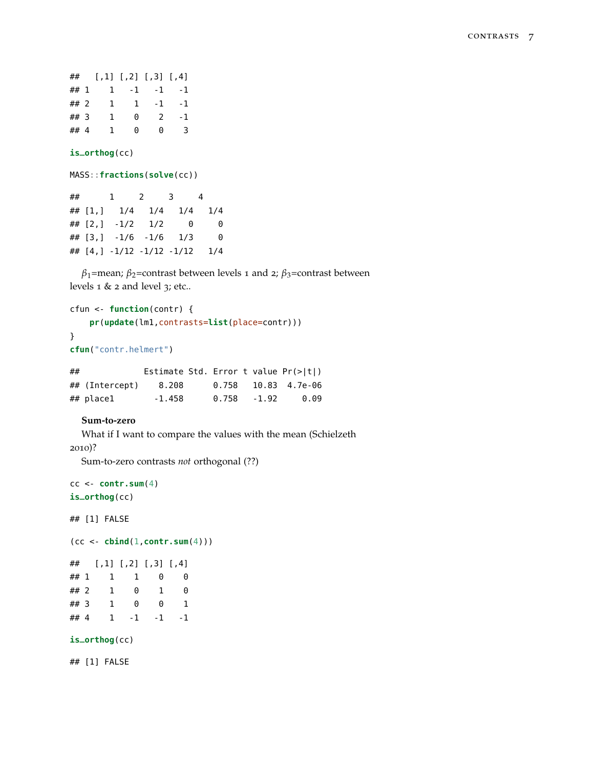```
##   [,1] [,2] [,3] [,4]
## 1    1   -1   -1   -1
## 2    1    1   -1   -1
## 3    1    0    2   -1
## 4    1    0    0    3
```

```
is_orthog(cc)
```

```
MASS::fractions(solve(cc))
```

```
##      1     2     3     4
## [1,]   1/4   1/4   1/4   1/4
## [2,]  -1/2   1/2     0     0
## [3,]  -1/6  -1/6   1/3     0
## [4,] -1/12 -1/12 -1/12   1/4
```

$\beta_1$=mean; $\beta_2$=contrast between levels 1 and 2; $\beta_3$=contrast between levels 1 & 2 and level 3; etc..

```
cfun <- function(contr) {
    pr(update(lm1,contrasts=list(place=contr)))
}
cfun("contr.helmert")
```

```
##             Estimate Std. Error t value Pr(>|t|)
## (Intercept)    8.208      0.758   10.83  4.7e-06
## place1        -1.458      0.758   -1.92     0.09
```

**Sum-to-zero**

What if I want to compare the values with the mean (Schielzeth 2010)?

Sum-to-zero contrasts *not* orthogonal (??)

```
cc <- contr.sum(4)
is_orthog(cc)
```

```
## [1] FALSE
```

```
(cc <- cbind(1,contr.sum(4)))
```

```
##   [,1] [,2] [,3] [,4]
## 1    1    1    0    0
## 2    1    0    1    0
## 3    1    0    0    1
## 4    1   -1   -1   -1
```

```
is_orthog(cc)
```

```
## [1] FALSE
```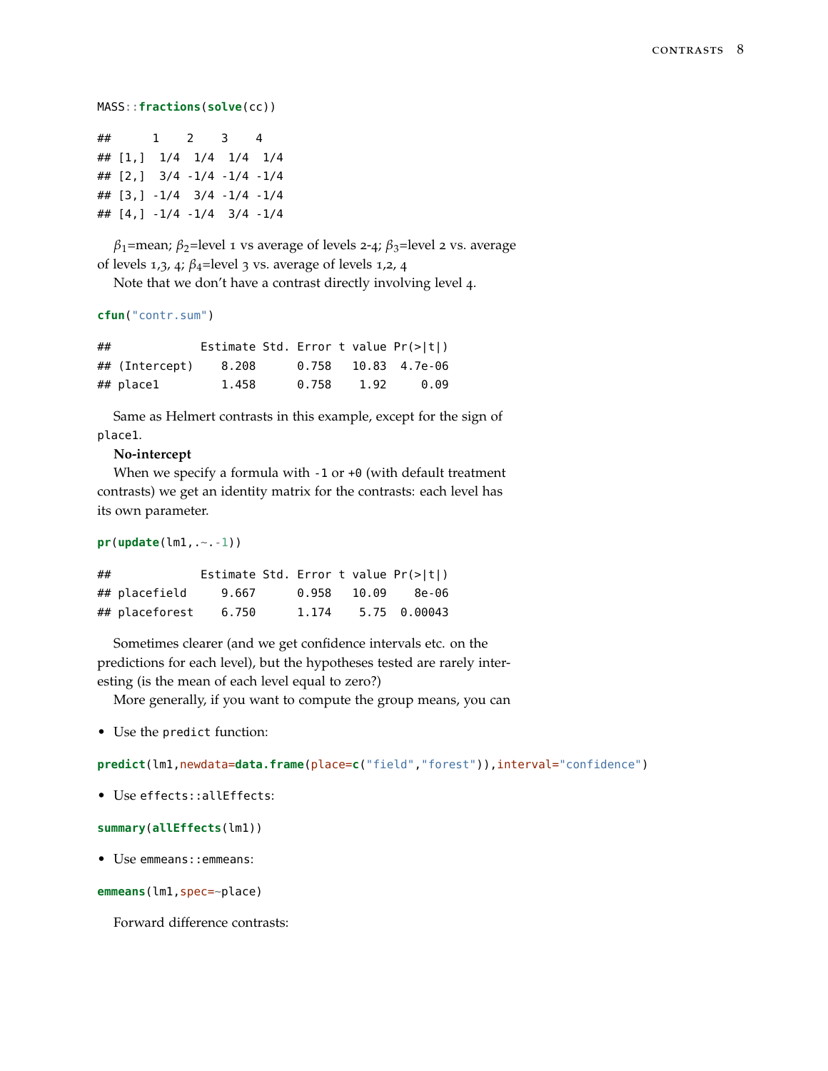```r
MASS::fractions(solve(cc))
```

```
##      1    2    3    4   
## [1,]  1/4  1/4  1/4  1/4
## [2,]  3/4 -1/4 -1/4 -1/4
## [3,] -1/4  3/4 -1/4 -1/4
## [4,] -1/4 -1/4  3/4 -1/4
```

$\beta_1$=mean; $\beta_2$=level 1 vs average of levels 2-4; $\beta_3$=level 2 vs. average of levels 1,3, 4; $\beta_4$=level 3 vs. average of levels 1,2, 4

Note that we don't have a contrast directly involving level 4.

```r
cfun("contr.sum")
```

```
##             Estimate Std. Error t value Pr(>|t|)
## (Intercept)    8.208      0.758   10.83  4.7e-06
## place1         1.458      0.758    1.92     0.09
```

Same as Helmert contrasts in this example, except for the sign of `place1`.

**No-intercept**

When we specify a formula with `-1` or `+0` (with default treatment contrasts) we get an identity matrix for the contrasts: each level has its own parameter.

```r
pr(update(lm1,.~.-1))
```

```
##             Estimate Std. Error t value Pr(>|t|)
## placefield     9.667      0.958   10.09    8e-06
## placeforest    6.750      1.174    5.75  0.00043
```

Sometimes clearer (and we get confidence intervals etc. on the predictions for each level), but the hypotheses tested are rarely interesting (is the mean of each level equal to zero?)

More generally, if you want to compute the group means, you can

- Use the `predict` function:

```r
predict(lm1,newdata=data.frame(place=c("field","forest")),interval="confidence")
```

- Use `effects::allEffects`:

```r
summary(allEffects(lm1))
```

- Use `emmeans::emmeans`:

```r
emmeans(lm1,spec=~place)
```

Forward difference contrasts: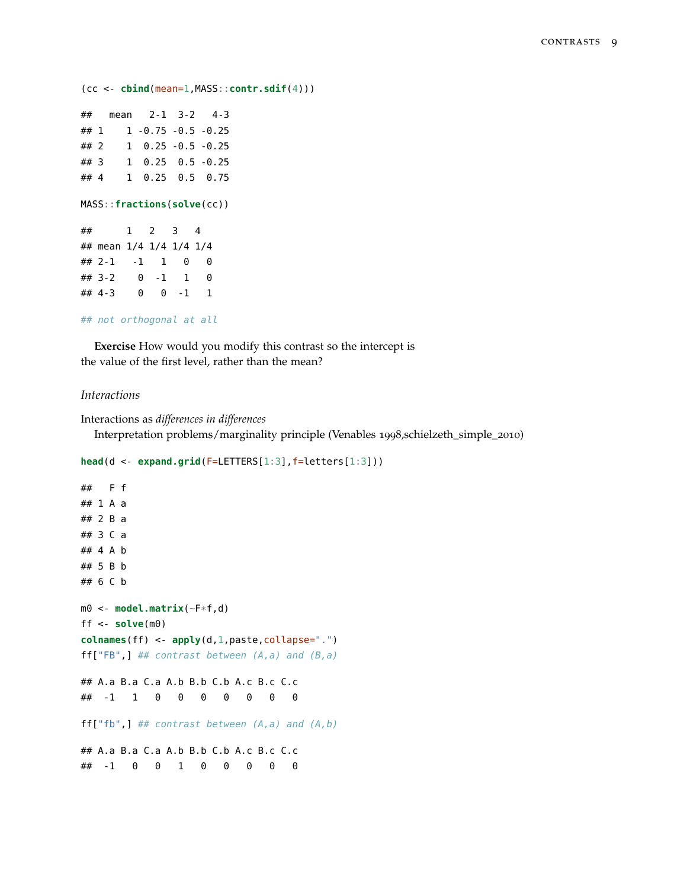```r
(cc <- cbind(mean=1,MASS::contr.sdif(4)))
```

```
##   mean   2-1  3-2   4-3
## 1    1 -0.75 -0.5 -0.25
## 2    1  0.25 -0.5 -0.25
## 3    1  0.25  0.5 -0.25
## 4    1  0.25  0.5  0.75
```

```r
MASS::fractions(solve(cc))
```

```
##      1   2   3   4
## mean 1/4 1/4 1/4 1/4
## 2-1   -1   1   0   0
## 3-2    0  -1   1   0
## 4-3    0   0  -1   1
```

```r
## not orthogonal at all
```

**Exercise** How would you modify this contrast so the intercept is the value of the first level, rather than the mean?

### *Interactions*

Interactions as *differences in differences*

Interpretation problems/marginality principle (Venables 1998,schielzeth_simple_2010)

```r
head(d <- expand.grid(F=LETTERS[1:3],f=letters[1:3]))
```

```
##   F f
## 1 A a
## 2 B a
## 3 C a
## 4 A b
## 5 B b
## 6 C b
```

```r
m0 <- model.matrix(~F*f,d)
ff <- solve(m0)
colnames(ff) <- apply(d,1,paste,collapse=".")
ff["FB",] ## contrast between (A,a) and (B,a)
```

```
## A.a B.a C.a A.b B.b C.b A.c B.c C.c
##  -1   1   0   0   0   0   0   0   0
```

```r
ff["fb",] ## contrast between (A,a) and (A,b)
```

```
## A.a B.a C.a A.b B.b C.b A.c B.c C.c
##  -1   0   0   1   0   0   0   0   0
```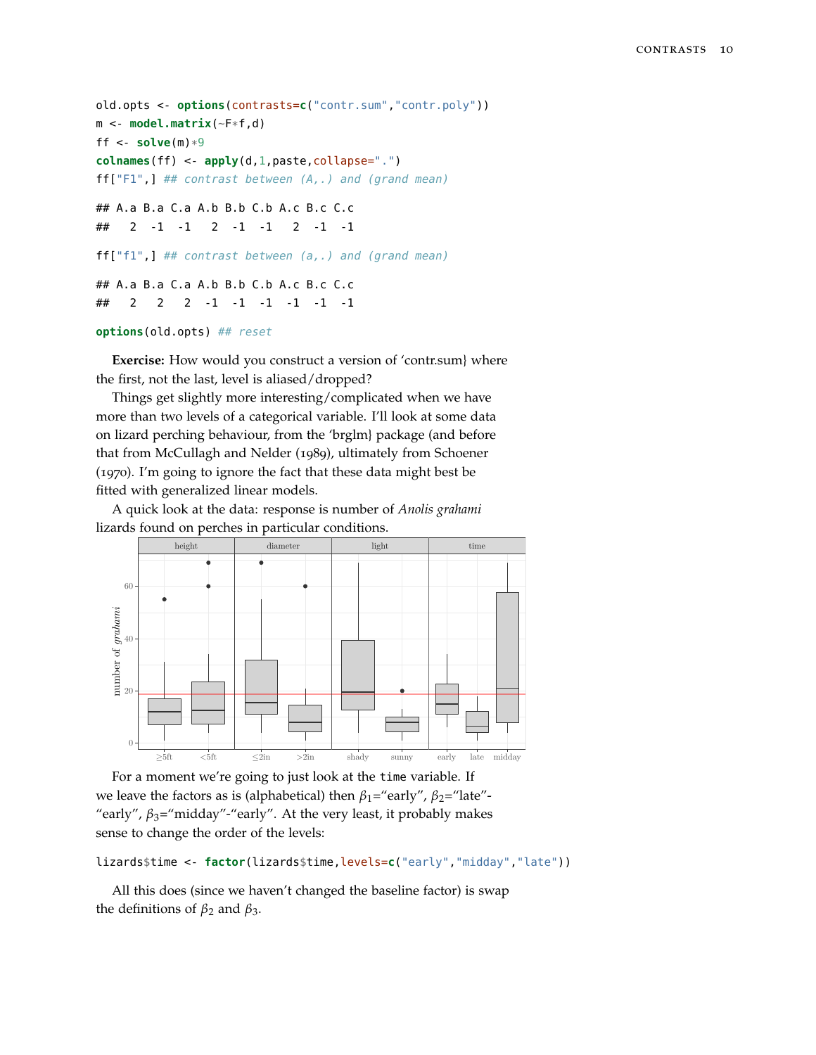```
old.opts <- options(contrasts=c("contr.sum","contr.poly"))
m <- model.matrix(~F*f,d)
ff <- solve(m)*9
colnames(ff) <- apply(d,1,paste,collapse=".")
ff["F1",] ## contrast between (A,.) and (grand mean)

## A.a B.a C.a A.b B.b C.b A.c B.c C.c
##   2  -1  -1   2  -1  -1   2  -1  -1

ff["f1",] ## contrast between (a,.) and (grand mean)

## A.a B.a C.a A.b B.b C.b A.c B.c C.c
##   2   2   2  -1  -1  -1  -1  -1  -1

options(old.opts) ## reset
```

**Exercise:** How would you construct a version of 'contr.sum} where the first, not the last, level is aliased/dropped?

Things get slightly more interesting/complicated when we have more than two levels of a categorical variable. I'll look at some data on lizard perching behaviour, from the 'brglm} package (and before that from McCullagh and Nelder (1989), ultimately from Schoener (1970). I'm going to ignore the fact that these data might best be fitted with generalized linear models.

A quick look at the data: response is number of *Anolis grahami* lizards found on perches in particular conditions.

For a moment we're going to just look at the `time` variable. If we leave the factors as is (alphabetical) then $\beta_1$="early", $\beta_2$="late"-"early", $\beta_3$="midday"-"early". At the very least, it probably makes sense to change the order of the levels:

```
lizards$time <- factor(lizards$time,levels=c("early","midday","late"))
```

All this does (since we haven't changed the baseline factor) is swap the definitions of $\beta_2$ and $\beta_3$.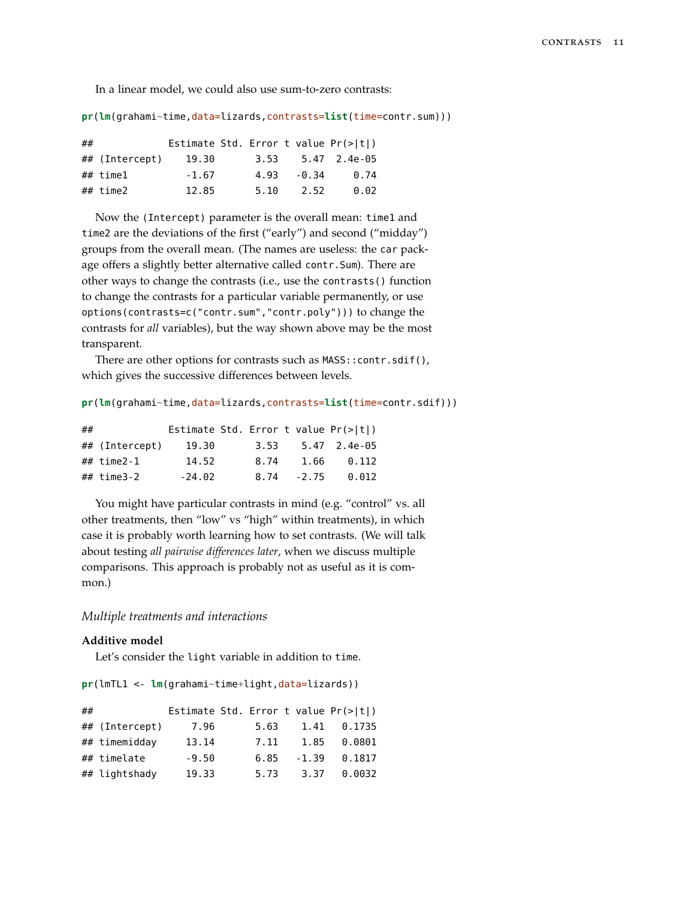In a linear model, we could also use sum-to-zero contrasts:

```
pr(lm(grahami~time,data=lizards,contrasts=list(time=contr.sum)))

##             Estimate Std. Error t value Pr(>|t|)
## (Intercept)    19.30       3.53    5.47  2.4e-05
## time1          -1.67       4.93   -0.34     0.74
## time2          12.85       5.10    2.52     0.02
```

Now the `(Intercept)` parameter is the overall mean: `time1` and `time2` are the deviations of the first ("early") and second ("midday") groups from the overall mean. (The names are useless: the `car` package offers a slightly better alternative called `contr.Sum`). There are other ways to change the contrasts (i.e., use the `contrasts()` function to change the contrasts for a particular variable permanently, or use `options(contrasts=c("contr.sum","contr.poly")))` to change the contrasts for *all* variables), but the way shown above may be the most transparent.

There are other options for contrasts such as `MASS::contr.sdif()`, which gives the successive differences between levels.

```
pr(lm(grahami~time,data=lizards,contrasts=list(time=contr.sdif)))

##             Estimate Std. Error t value Pr(>|t|)
## (Intercept)    19.30       3.53    5.47  2.4e-05
## time2-1        14.52       8.74    1.66    0.112
## time3-2       -24.02       8.74   -2.75    0.012
```

You might have particular contrasts in mind (e.g. "control" vs. all other treatments, then "low" vs "high" within treatments), in which case it is probably worth learning how to set contrasts. (We will talk about testing *all pairwise differences later*, when we discuss multiple comparisons. This approach is probably not as useful as it is common.)

## *Multiple treatments and interactions*

**Additive model**

Let's consider the `light` variable in addition to `time`.

```
pr(lmTL1 <- lm(grahami~time+light,data=lizards))

##             Estimate Std. Error t value Pr(>|t|)
## (Intercept)     7.96       5.63    1.41   0.1735
## timemidday     13.14       7.11    1.85   0.0801
## timelate       -9.50       6.85   -1.39   0.1817
## lightshady     19.33       5.73    3.37   0.0032
```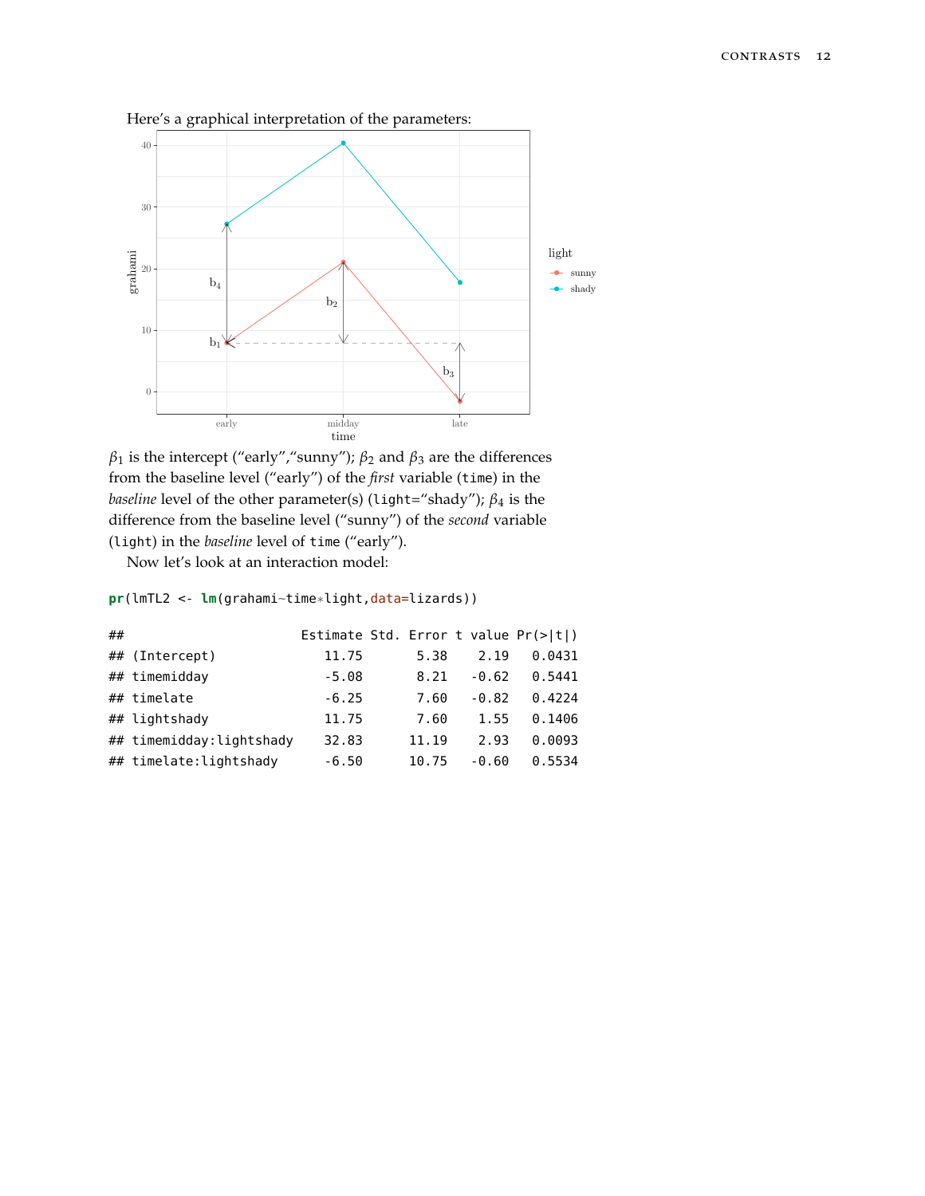Here's a graphical interpretation of the parameters:

$\beta_1$ is the intercept ("early","sunny"); $\beta_2$ and $\beta_3$ are the differences from the baseline level ("early") of the *first* variable (`time`) in the *baseline* level of the other parameter(s) (`light`="shady"); $\beta_4$ is the difference from the baseline level ("sunny") of the *second* variable (`light`) in the *baseline* level of `time` ("early").

Now let's look at an interaction model:

```
pr(lmTL2 <- lm(grahami~time*light,data=lizards))
```

```
##                       Estimate Std. Error t value Pr(>|t|)
## (Intercept)              11.75       5.38    2.19   0.0431
## timemidday               -5.08       8.21   -0.62   0.5441
## timelate                 -6.25       7.60   -0.82   0.4224
## lightshady               11.75       7.60    1.55   0.1406
## timemidday:lightshady    32.83      11.19    2.93   0.0093
## timelate:lightshady      -6.50      10.75   -0.60   0.5534
```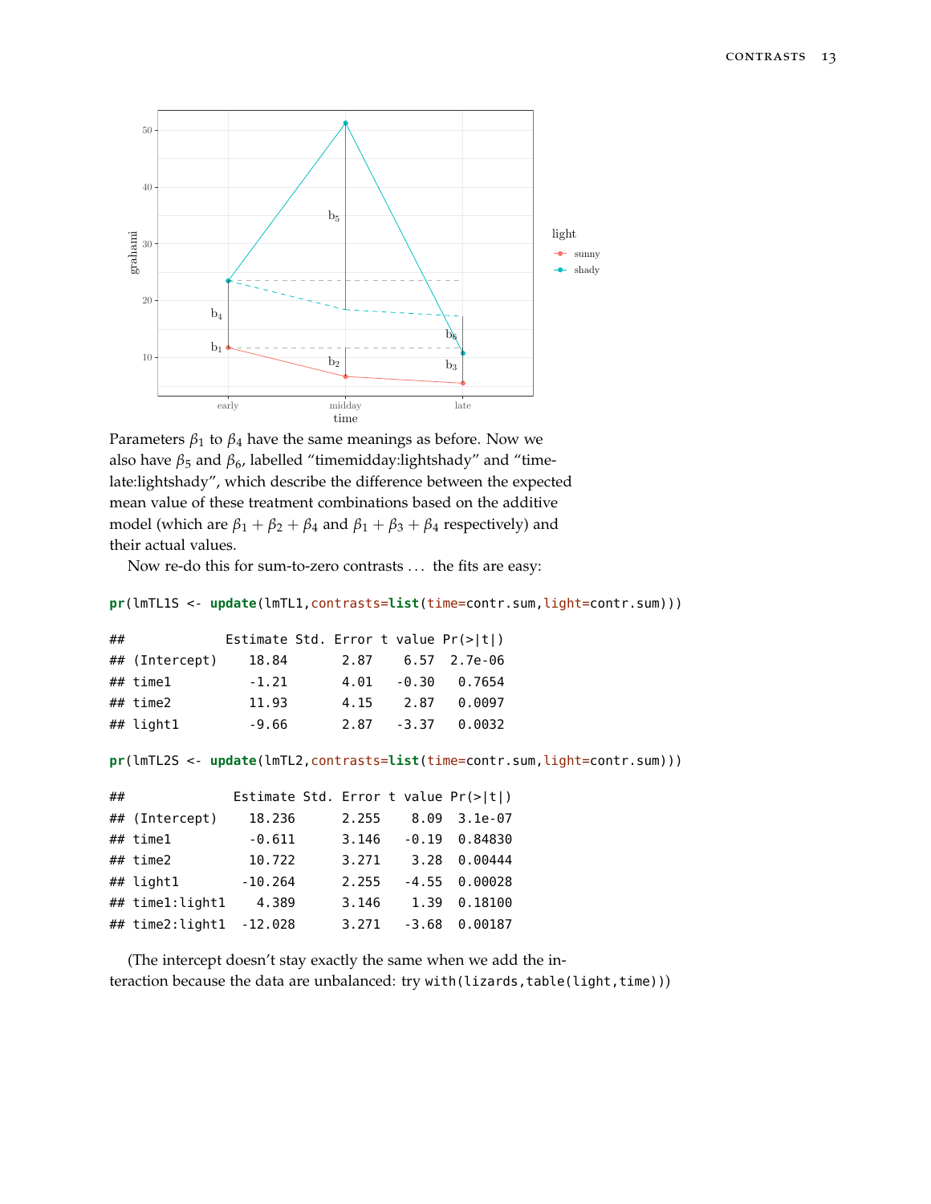Parameters $\beta_1$ to $\beta_4$ have the same meanings as before. Now we also have $\beta_5$ and $\beta_6$, labelled "timemidday:lightshady" and "time-late:lightshady", which describe the difference between the expected mean value of these treatment combinations based on the additive model (which are $\beta_1 + \beta_2 + \beta_4$ and $\beta_1 + \beta_3 + \beta_4$ respectively) and their actual values.

Now re-do this for sum-to-zero contrasts ... the fits are easy:

```
pr(lmTL1S <- update(lmTL1,contrasts=list(time=contr.sum,light=contr.sum)))

##             Estimate Std. Error t value Pr(>|t|)
## (Intercept)    18.84       2.87    6.57  2.7e-06
## time1          -1.21       4.01   -0.30   0.7654
## time2          11.93       4.15    2.87   0.0097
## light1         -9.66       2.87   -3.37   0.0032
```

```
pr(lmTL2S <- update(lmTL2,contrasts=list(time=contr.sum,light=contr.sum)))

##              Estimate Std. Error t value Pr(>|t|)
## (Intercept)    18.236      2.255    8.09  3.1e-07
## time1          -0.611      3.146   -0.19  0.84830
## time2          10.722      3.271    3.28  0.00444
## light1        -10.264      2.255   -4.55  0.00028
## time1:light1    4.389      3.146    1.39  0.18100
## time2:light1  -12.028      3.271   -3.68  0.00187
```

(The intercept doesn't stay exactly the same when we add the interaction because the data are unbalanced: try `with(lizards,table(light,time))`)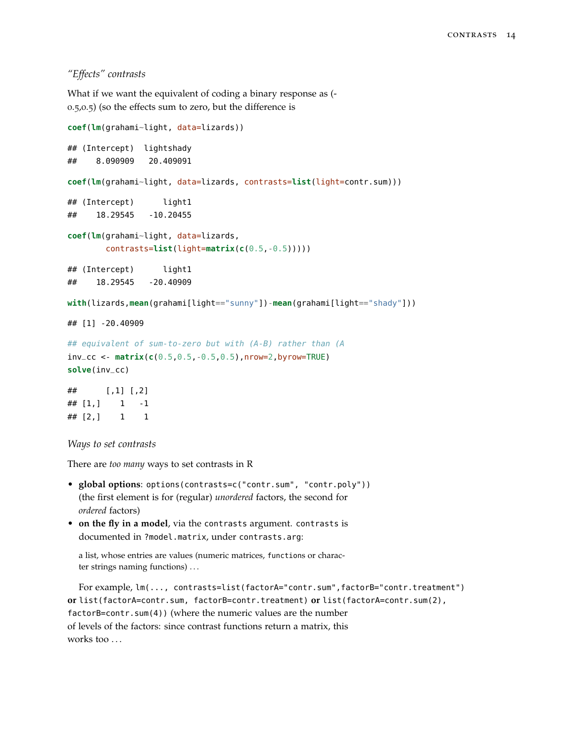### *"Effects" contrasts*

What if we want the equivalent of coding a binary response as (-0.5,0.5) (so the effects sum to zero, but the difference is

```
coef(lm(grahami~light, data=lizards))
```

```
## (Intercept)  lightshady
##    8.090909   20.409091
```

```
coef(lm(grahami~light, data=lizards, contrasts=list(light=contr.sum)))
```

```
## (Intercept)      light1
##    18.29545   -10.20455
```

```
coef(lm(grahami~light, data=lizards,
        contrasts=list(light=matrix(c(0.5,-0.5)))))
```

```
## (Intercept)      light1
##    18.29545   -20.40909
```

```
with(lizards,mean(grahami[light=="sunny"])-mean(grahami[light=="shady"]))
```

```
## [1] -20.40909
```

```
## equivalent of sum-to-zero but with (A-B) rather than (A
inv_cc <- matrix(c(0.5,0.5,-0.5,0.5),nrow=2,byrow=TRUE)
solve(inv_cc)
```

```
##      [,1] [,2]
## [1,]    1   -1
## [2,]    1    1
```

### *Ways to set contrasts*

There are *too many* ways to set contrasts in R

- **global options**: `options(contrasts=c("contr.sum", "contr.poly"))` (the first element is for (regular) *unordered* factors, the second for *ordered* factors)
- **on the fly in a model**, via the `contrasts` argument. `contrasts` is documented in `?model.matrix`, under `contrasts.arg`:

  > a list, whose entries are values (numeric matrices, `function`s or character strings naming functions) ...

  For example, `lm(..., contrasts=list(factorA="contr.sum",factorB="contr.treatment")` **or** `list(factorA=contr.sum, factorB=contr.treatment)` **or** `list(factorA=contr.sum(2), factorB=contr.sum(4))` (where the numeric values are the number of levels of the factors: since contrast functions return a matrix, this works too ...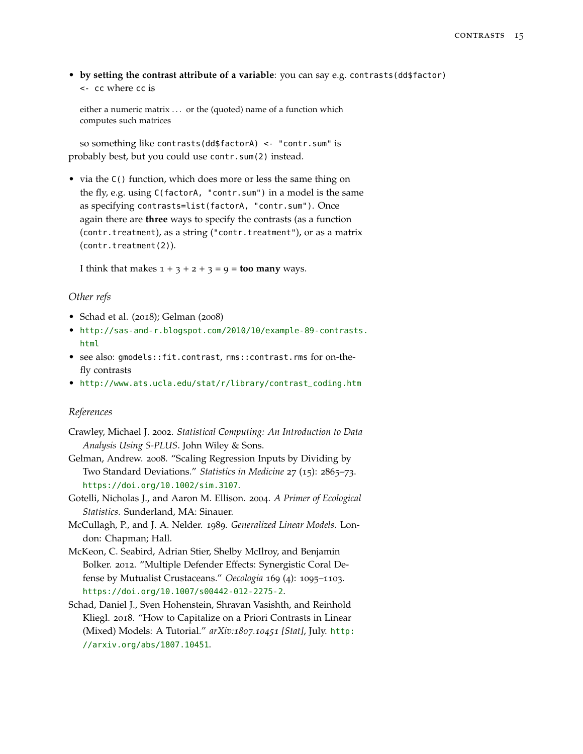- **by setting the contrast attribute of a variable**: you can say e.g. `contrasts(dd$factor) <- cc` where `cc` is

  > either a numeric matrix ... or the (quoted) name of a function which computes such matrices

  so something like `contrasts(dd$factorA) <- "contr.sum"` is probably best, but you could use `contr.sum(2)` instead.

- via the `C()` function, which does more or less the same thing on the fly, e.g. using `C(factorA, "contr.sum")` in a model is the same as specifying `contrasts=list(factorA, "contr.sum")`. Once again there are **three** ways to specify the contrasts (as a function (`contr.treatment`), as a string (`"contr.treatment"`), or as a matrix (`contr.treatment(2)`).

  I think that makes 1 + 3 + 2 + 3 = 9 = **too many** ways.

### *Other refs*

- Schad et al. (2018); Gelman (2008)
- http://sas-and-r.blogspot.com/2010/10/example-89-contrasts.html
- see also: `gmodels::fit.contrast`, `rms::contrast.rms` for on-the-fly contrasts
- http://www.ats.ucla.edu/stat/r/library/contrast_coding.htm

### *References*

Crawley, Michael J. 2002. *Statistical Computing: An Introduction to Data Analysis Using S-PLUS*. John Wiley & Sons.

Gelman, Andrew. 2008. "Scaling Regression Inputs by Dividing by Two Standard Deviations." *Statistics in Medicine* 27 (15): 2865–73. https://doi.org/10.1002/sim.3107.

Gotelli, Nicholas J., and Aaron M. Ellison. 2004. *A Primer of Ecological Statistics*. Sunderland, MA: Sinauer.

McCullagh, P., and J. A. Nelder. 1989. *Generalized Linear Models*. London: Chapman; Hall.

McKeon, C. Seabird, Adrian Stier, Shelby McIlroy, and Benjamin Bolker. 2012. "Multiple Defender Effects: Synergistic Coral Defense by Mutualist Crustaceans." *Oecologia* 169 (4): 1095–1103. https://doi.org/10.1007/s00442-012-2275-2.

Schad, Daniel J., Sven Hohenstein, Shravan Vasishth, and Reinhold Kliegl. 2018. "How to Capitalize on a Priori Contrasts in Linear (Mixed) Models: A Tutorial." *arXiv:1807.10451 [Stat]*, July. http://arxiv.org/abs/1807.10451.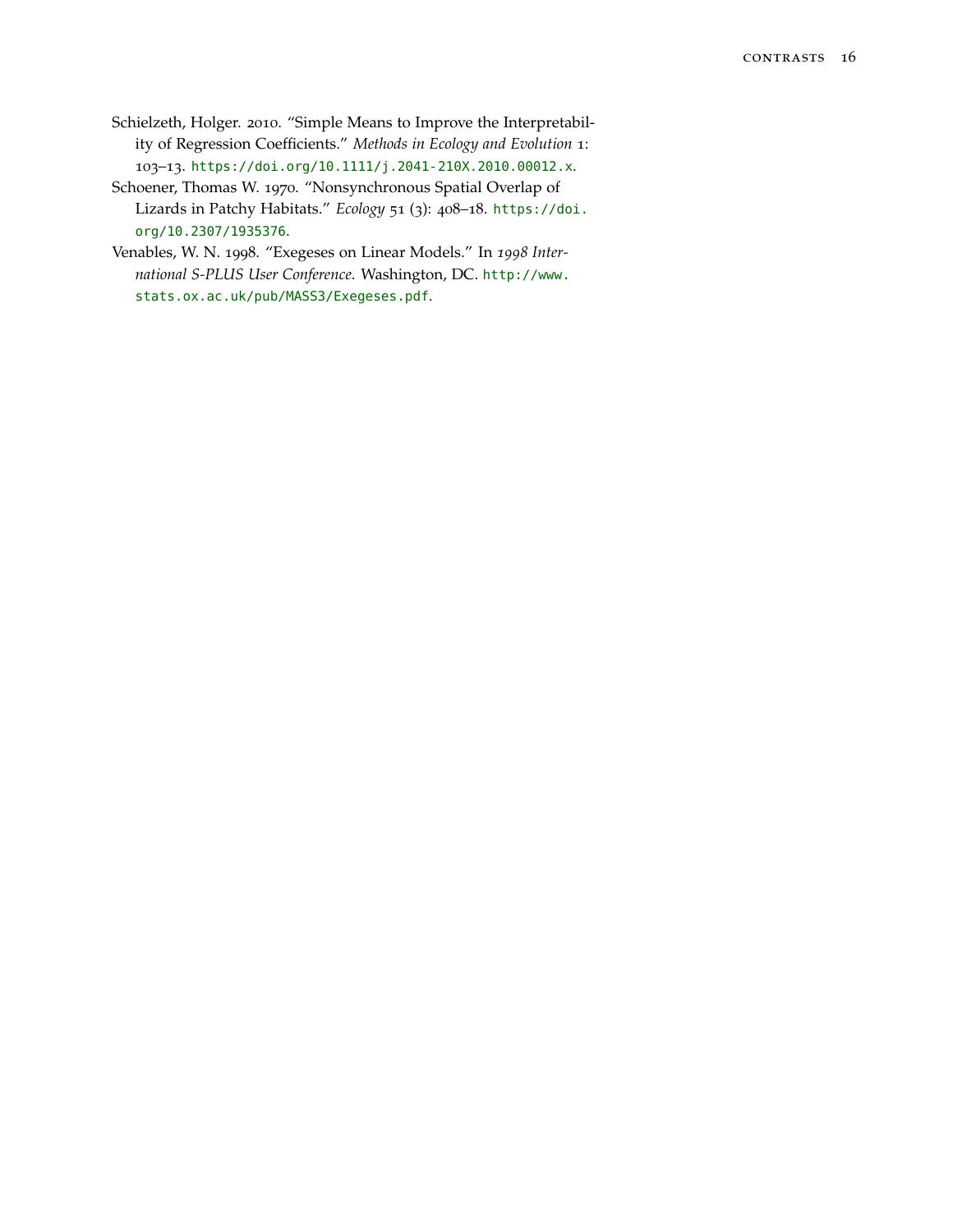Schielzeth, Holger. 2010. “Simple Means to Improve the Interpretability of Regression Coefficients.” *Methods in Ecology and Evolution* 1: 103–13. https://doi.org/10.1111/j.2041-210X.2010.00012.x.

Schoener, Thomas W. 1970. “Nonsynchronous Spatial Overlap of Lizards in Patchy Habitats.” *Ecology* 51 (3): 408–18. https://doi.org/10.2307/1935376.

Venables, W. N. 1998. “Exegeses on Linear Models.” In *1998 International S-PLUS User Conference*. Washington, DC. http://www.stats.ox.ac.uk/pub/MASS3/Exegeses.pdf.